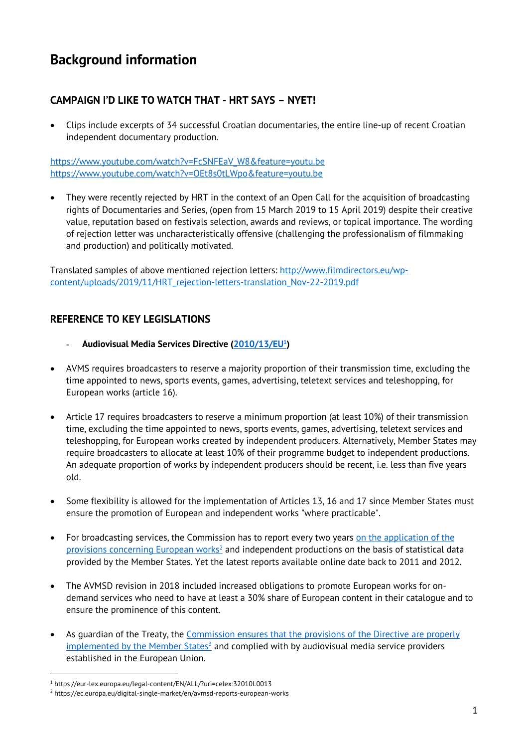# Background information

## CAMPAIGN I'D LIKE TO WATCH THAT - HRT SAYS – NYET!

- Clips include excerpts of 34 successful Croatian documentaries, the entire line-up of recent Croatian independent documentary production.

https://www.youtube.com/watch?v=FcSNFEaV_W8&feature=youtu.be
https://www.youtube.com/watch?v=OEt8s0tLWpo&feature=youtu.be

- They were recently rejected by HRT in the context of an Open Call for the acquisition of broadcasting rights of Documentaries and Series, (open from 15 March 2019 to 15 April 2019) despite their creative value, reputation based on festivals selection, awards and reviews, or topical importance. The wording of rejection letter was uncharacteristically offensive (challenging the professionalism of filmmaking and production) and politically motivated.

Translated samples of above mentioned rejection letters: http://www.filmdirectors.eu/wp-content/uploads/2019/11/HRT_rejection-letters-translation_Nov-22-2019.pdf

## REFERENCE TO KEY LEGISLATIONS

- **Audiovisual Media Services Directive (2010/13/EU[1])**

- AVMS requires broadcasters to reserve a majority proportion of their transmission time, excluding the time appointed to news, sports events, games, advertising, teletext services and teleshopping, for European works (article 16).

- Article 17 requires broadcasters to reserve a minimum proportion (at least 10%) of their transmission time, excluding the time appointed to news, sports events, games, advertising, teletext services and teleshopping, for European works created by independent producers. Alternatively, Member States may require broadcasters to allocate at least 10% of their programme budget to independent productions. An adequate proportion of works by independent producers should be recent, i.e. less than five years old.

- Some flexibility is allowed for the implementation of Articles 13, 16 and 17 since Member States must ensure the promotion of European and independent works "where practicable".

- For broadcasting services, the Commission has to report every two years on the application of the provisions concerning European works[2] and independent productions on the basis of statistical data provided by the Member States. Yet the latest reports available online date back to 2011 and 2012.

- The AVMSD revision in 2018 included increased obligations to promote European works for on-demand services who need to have at least a 30% share of European content in their catalogue and to ensure the prominence of this content.

- As guardian of the Treaty, the Commission ensures that the provisions of the Directive are properly implemented by the Member States[3] and complied with by audiovisual media service providers established in the European Union.

---

[1] https://eur-lex.europa.eu/legal-content/EN/ALL/?uri=celex:32010L0013
[2] https://ec.europa.eu/digital-single-market/en/avmsd-reports-european-works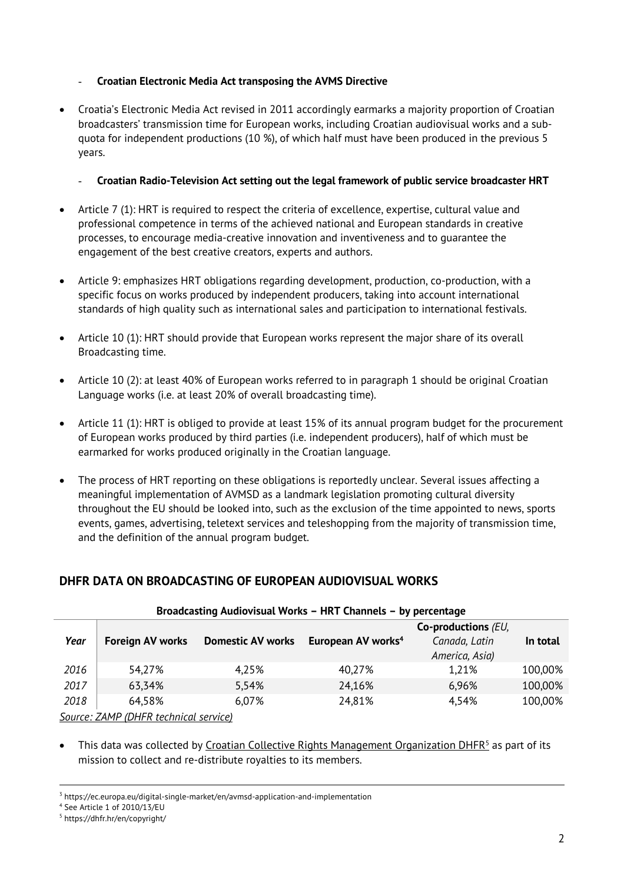- **Croatian Electronic Media Act transposing the AVMS Directive**

- Croatia's Electronic Media Act revised in 2011 accordingly earmarks a majority proportion of Croatian broadcasters' transmission time for European works, including Croatian audiovisual works and a sub-quota for independent productions (10 %), of which half must have been produced in the previous 5 years.

- **Croatian Radio-Television Act setting out the legal framework of public service broadcaster HRT**

- Article 7 (1): HRT is required to respect the criteria of excellence, expertise, cultural value and professional competence in terms of the achieved national and European standards in creative processes, to encourage media-creative innovation and inventiveness and to guarantee the engagement of the best creative creators, experts and authors.

- Article 9: emphasizes HRT obligations regarding development, production, co-production, with a specific focus on works produced by independent producers, taking into account international standards of high quality such as international sales and participation to international festivals.

- Article 10 (1): HRT should provide that European works represent the major share of its overall Broadcasting time.

- Article 10 (2): at least 40% of European works referred to in paragraph 1 should be original Croatian Language works (i.e. at least 20% of overall broadcasting time).

- Article 11 (1): HRT is obliged to provide at least 15% of its annual program budget for the procurement of European works produced by third parties (i.e. independent producers), half of which must be earmarked for works produced originally in the Croatian language.

- The process of HRT reporting on these obligations is reportedly unclear. Several issues affecting a meaningful implementation of AVMSD as a landmark legislation promoting cultural diversity throughout the EU should be looked into, such as the exclusion of the time appointed to news, sports events, games, advertising, teletext services and teleshopping from the majority of transmission time, and the definition of the annual program budget.

## DHFR DATA ON BROADCASTING OF EUROPEAN AUDIOVISUAL WORKS

**Broadcasting Audiovisual Works – HRT Channels – by percentage**

| *Year* | **Foreign AV works** | **Domestic AV works** | **European AV works**[4] | **Co-productions** *(EU, Canada, Latin America, Asia)* | **In total** |
|---|---|---|---|---|---|
| *2016* | 54,27% | 4,25% | 40,27% | 1,21% | 100,00% |
| *2017* | 63,34% | 5,54% | 24,16% | 6,96% | 100,00% |
| *2018* | 64,58% | 6,07% | 24,81% | 4,54% | 100,00% |

*Source: ZAMP (DHFR technical service)*

- This data was collected by Croatian Collective Rights Management Organization DHFR[5] as part of its mission to collect and re-distribute royalties to its members.

---

[3] https://ec.europa.eu/digital-single-market/en/avmsd-application-and-implementation

[4] See Article 1 of 2010/13/EU

[5] https://dhfr.hr/en/copyright/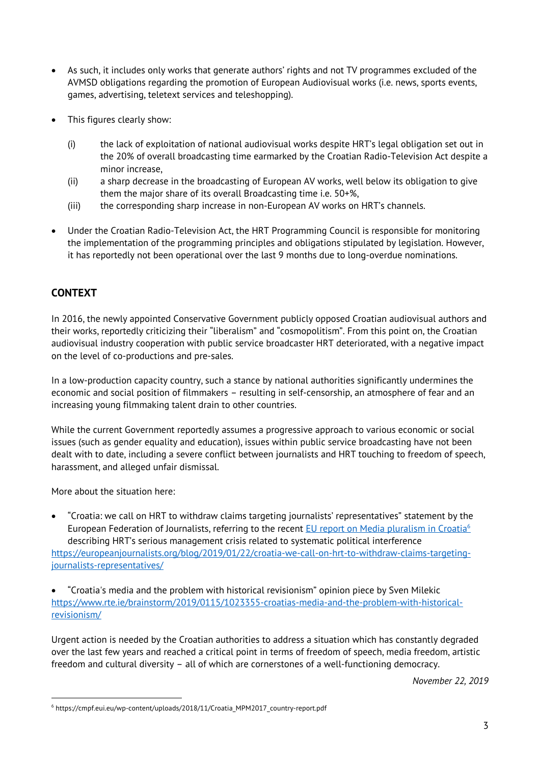- As such, it includes only works that generate authors' rights and not TV programmes excluded of the AVMSD obligations regarding the promotion of European Audiovisual works (i.e. news, sports events, games, advertising, teletext services and teleshopping).

- This figures clearly show:

  (i) the lack of exploitation of national audiovisual works despite HRT's legal obligation set out in the 20% of overall broadcasting time earmarked by the Croatian Radio-Television Act despite a minor increase,

  (ii) a sharp decrease in the broadcasting of European AV works, well below its obligation to give them the major share of its overall Broadcasting time i.e. 50+%,

  (iii) the corresponding sharp increase in non-European AV works on HRT's channels.

- Under the Croatian Radio-Television Act, the HRT Programming Council is responsible for monitoring the implementation of the programming principles and obligations stipulated by legislation. However, it has reportedly not been operational over the last 9 months due to long-overdue nominations.

## CONTEXT

In 2016, the newly appointed Conservative Government publicly opposed Croatian audiovisual authors and their works, reportedly criticizing their "liberalism" and "cosmopolitism". From this point on, the Croatian audiovisual industry cooperation with public service broadcaster HRT deteriorated, with a negative impact on the level of co-productions and pre-sales.

In a low-production capacity country, such a stance by national authorities significantly undermines the economic and social position of filmmakers – resulting in self-censorship, an atmosphere of fear and an increasing young filmmaking talent drain to other countries.

While the current Government reportedly assumes a progressive approach to various economic or social issues (such as gender equality and education), issues within public service broadcasting have not been dealt with to date, including a severe conflict between journalists and HRT touching to freedom of speech, harassment, and alleged unfair dismissal.

More about the situation here:

- "Croatia: we call on HRT to withdraw claims targeting journalists' representatives" statement by the European Federation of Journalists, referring to the recent EU report on Media pluralism in Croatia[6] describing HRT's serious management crisis related to systematic political interference https://europeanjournalists.org/blog/2019/01/22/croatia-we-call-on-hrt-to-withdraw-claims-targeting-journalists-representatives/

- "Croatia's media and the problem with historical revisionism" opinion piece by Sven Milekic https://www.rte.ie/brainstorm/2019/0115/1023355-croatias-media-and-the-problem-with-historical-revisionism/

Urgent action is needed by the Croatian authorities to address a situation which has constantly degraded over the last few years and reached a critical point in terms of freedom of speech, media freedom, artistic freedom and cultural diversity – all of which are cornerstones of a well-functioning democracy.

*November 22, 2019*

[6] https://cmpf.eui.eu/wp-content/uploads/2018/11/Croatia_MPM2017_country-report.pdf